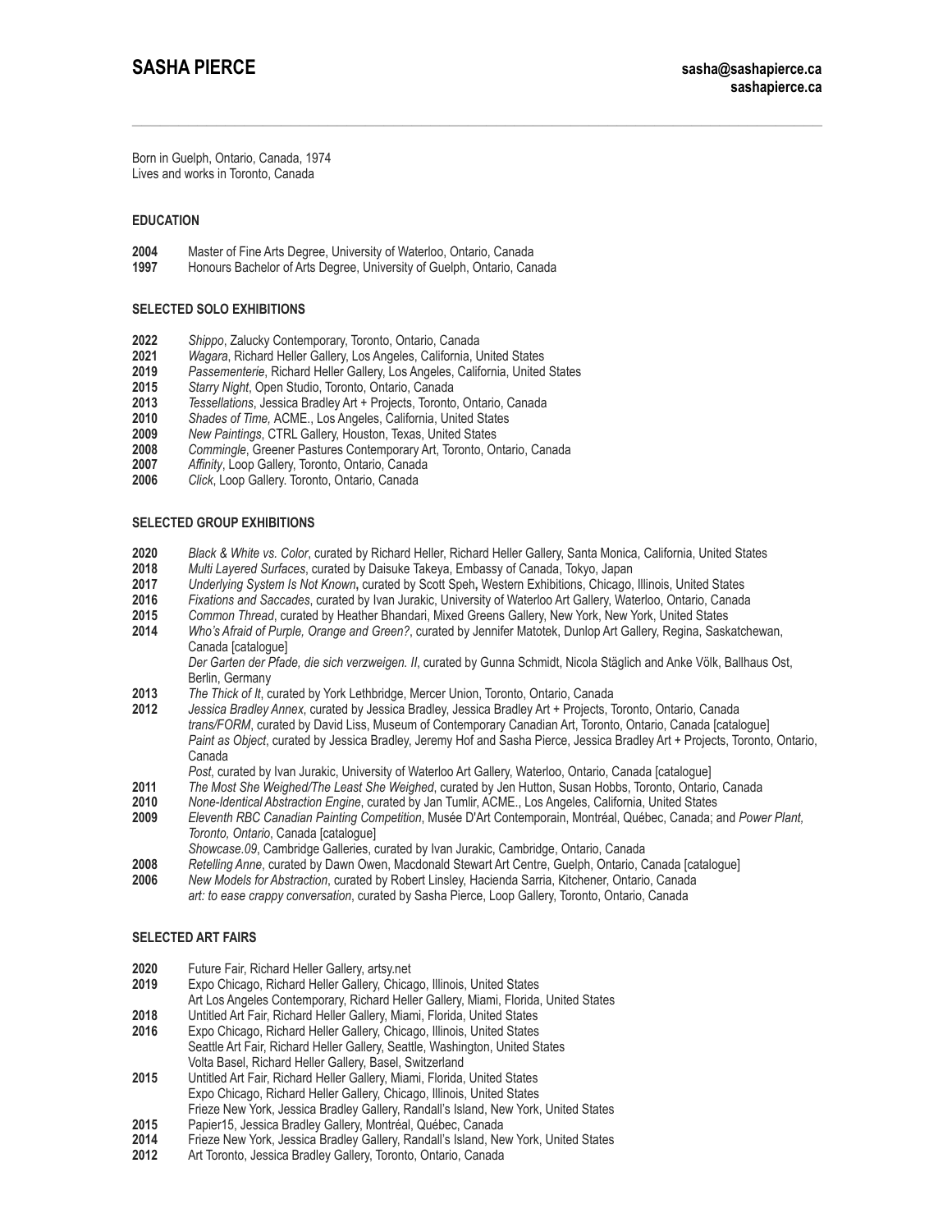# SASHA PIERCE

**sasha@sashapierce.ca**
**sashapierce.ca**

Born in Guelph, Ontario, Canada, 1974
Lives and works in Toronto, Canada

## EDUCATION

**2004** Master of Fine Arts Degree, University of Waterloo, Ontario, Canada
**1997** Honours Bachelor of Arts Degree, University of Guelph, Ontario, Canada

## SELECTED SOLO EXHIBITIONS

**2022** *Shippo*, Zalucky Contemporary, Toronto, Ontario, Canada
**2021** *Wagara*, Richard Heller Gallery, Los Angeles, California, United States
**2019** *Passementerie*, Richard Heller Gallery, Los Angeles, California, United States
**2015** *Starry Night*, Open Studio, Toronto, Ontario, Canada
**2013** *Tessellations*, Jessica Bradley Art + Projects, Toronto, Ontario, Canada
**2010** *Shades of Time,* ACME., Los Angeles, California, United States
**2009** *New Paintings*, CTRL Gallery, Houston, Texas, United States
**2008** *Commingle*, Greener Pastures Contemporary Art, Toronto, Ontario, Canada
**2007** *Affinity*, Loop Gallery, Toronto, Ontario, Canada
**2006** *Click*, Loop Gallery. Toronto, Ontario, Canada

## SELECTED GROUP EXHIBITIONS

**2020** *Black & White vs. Color*, curated by Richard Heller, Richard Heller Gallery, Santa Monica, California, United States
**2018** *Multi Layered Surfaces*, curated by Daisuke Takeya, Embassy of Canada, Tokyo, Japan
**2017** *Underlying System Is Not Known***,** curated by Scott Speh**,** Western Exhibitions, Chicago, Illinois, United States
**2016** *Fixations and Saccades*, curated by Ivan Jurakic, University of Waterloo Art Gallery, Waterloo, Ontario, Canada
**2015** *Common Thread*, curated by Heather Bhandari, Mixed Greens Gallery, New York, New York, United States
**2014** *Who's Afraid of Purple, Orange and Green?*, curated by Jennifer Matotek, Dunlop Art Gallery, Regina, Saskatchewan, Canada [catalogue]
*Der Garten der Pfade, die sich verzweigen. II*, curated by Gunna Schmidt, Nicola Stäglich and Anke Völk, Ballhaus Ost, Berlin, Germany
**2013** *The Thick of It*, curated by York Lethbridge, Mercer Union, Toronto, Ontario, Canada
**2012** *Jessica Bradley Annex*, curated by Jessica Bradley, Jessica Bradley Art + Projects, Toronto, Ontario, Canada
*trans/FORM*, curated by David Liss, Museum of Contemporary Canadian Art, Toronto, Ontario, Canada [catalogue]
*Paint as Object*, curated by Jessica Bradley, Jeremy Hof and Sasha Pierce, Jessica Bradley Art + Projects, Toronto, Ontario, Canada
*Post*, curated by Ivan Jurakic, University of Waterloo Art Gallery, Waterloo, Ontario, Canada [catalogue]
**2011** *The Most She Weighed/The Least She Weighed*, curated by Jen Hutton, Susan Hobbs, Toronto, Ontario, Canada
**2010** *None-Identical Abstraction Engine*, curated by Jan Tumlir, ACME., Los Angeles, California, United States
**2009** *Eleventh RBC Canadian Painting Competition*, Musée D'Art Contemporain, Montréal, Québec, Canada; and *Power Plant, Toronto, Ontario*, Canada [catalogue]
*Showcase.09*, Cambridge Galleries, curated by Ivan Jurakic, Cambridge, Ontario, Canada
**2008** *Retelling Anne*, curated by Dawn Owen, Macdonald Stewart Art Centre, Guelph, Ontario, Canada [catalogue]
**2006** *New Models for Abstraction*, curated by Robert Linsley, Hacienda Sarria, Kitchener, Ontario, Canada
*art: to ease crappy conversation*, curated by Sasha Pierce, Loop Gallery, Toronto, Ontario, Canada

## SELECTED ART FAIRS

**2020** Future Fair, Richard Heller Gallery, artsy.net
**2019** Expo Chicago, Richard Heller Gallery, Chicago, Illinois, United States
Art Los Angeles Contemporary, Richard Heller Gallery, Miami, Florida, United States
**2018** Untitled Art Fair, Richard Heller Gallery, Miami, Florida, United States
**2016** Expo Chicago, Richard Heller Gallery, Chicago, Illinois, United States
Seattle Art Fair, Richard Heller Gallery, Seattle, Washington, United States
Volta Basel, Richard Heller Gallery, Basel, Switzerland
**2015** Untitled Art Fair, Richard Heller Gallery, Miami, Florida, United States
Expo Chicago, Richard Heller Gallery, Chicago, Illinois, United States
Frieze New York, Jessica Bradley Gallery, Randall's Island, New York, United States
**2015** Papier15, Jessica Bradley Gallery, Montréal, Québec, Canada
**2014** Frieze New York, Jessica Bradley Gallery, Randall's Island, New York, United States
**2012** Art Toronto, Jessica Bradley Gallery, Toronto, Ontario, Canada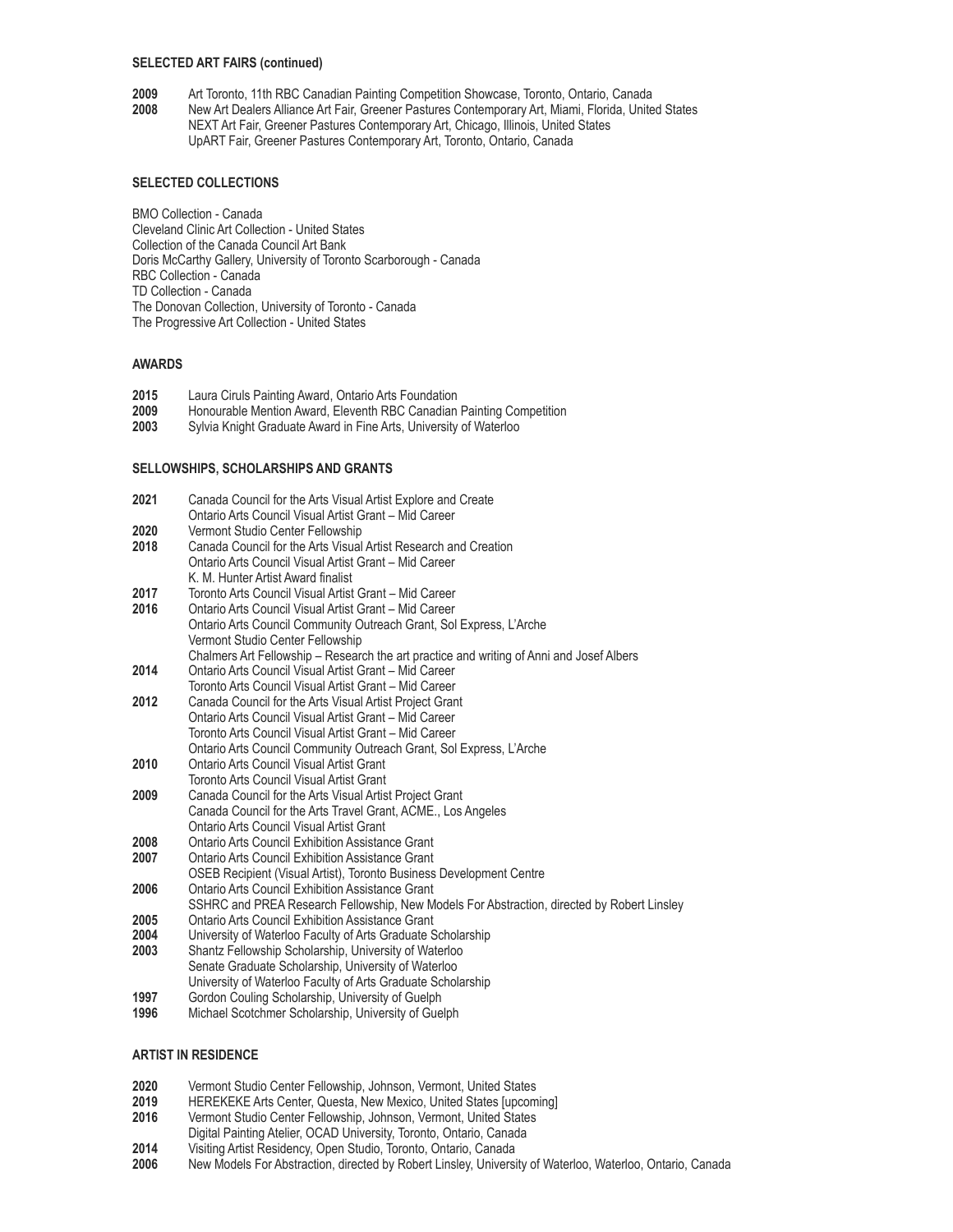## SELECTED ART FAIRS (continued)

**2009** Art Toronto, 11th RBC Canadian Painting Competition Showcase, Toronto, Ontario, Canada
**2008** New Art Dealers Alliance Art Fair, Greener Pastures Contemporary Art, Miami, Florida, United States
NEXT Art Fair, Greener Pastures Contemporary Art, Chicago, Illinois, United States
UpART Fair, Greener Pastures Contemporary Art, Toronto, Ontario, Canada

## SELECTED COLLECTIONS

BMO Collection - Canada
Cleveland Clinic Art Collection - United States
Collection of the Canada Council Art Bank
Doris McCarthy Gallery, University of Toronto Scarborough - Canada
RBC Collection - Canada
TD Collection - Canada
The Donovan Collection, University of Toronto - Canada
The Progressive Art Collection - United States

## AWARDS

**2015** Laura Ciruls Painting Award, Ontario Arts Foundation
**2009** Honourable Mention Award, Eleventh RBC Canadian Painting Competition
**2003** Sylvia Knight Graduate Award in Fine Arts, University of Waterloo

## SELLOWSHIPS, SCHOLARSHIPS AND GRANTS

**2021** Canada Council for the Arts Visual Artist Explore and Create
Ontario Arts Council Visual Artist Grant – Mid Career
**2020** Vermont Studio Center Fellowship
**2018** Canada Council for the Arts Visual Artist Research and Creation
Ontario Arts Council Visual Artist Grant – Mid Career
K. M. Hunter Artist Award finalist
**2017** Toronto Arts Council Visual Artist Grant – Mid Career
**2016** Ontario Arts Council Visual Artist Grant – Mid Career
Ontario Arts Council Community Outreach Grant, Sol Express, L'Arche
Vermont Studio Center Fellowship
Chalmers Art Fellowship – Research the art practice and writing of Anni and Josef Albers
**2014** Ontario Arts Council Visual Artist Grant – Mid Career
Toronto Arts Council Visual Artist Grant – Mid Career
**2012** Canada Council for the Arts Visual Artist Project Grant
Ontario Arts Council Visual Artist Grant – Mid Career
Toronto Arts Council Visual Artist Grant – Mid Career
Ontario Arts Council Community Outreach Grant, Sol Express, L'Arche
**2010** Ontario Arts Council Visual Artist Grant
Toronto Arts Council Visual Artist Grant
**2009** Canada Council for the Arts Visual Artist Project Grant
Canada Council for the Arts Travel Grant, ACME., Los Angeles
Ontario Arts Council Visual Artist Grant
**2008** Ontario Arts Council Exhibition Assistance Grant
**2007** Ontario Arts Council Exhibition Assistance Grant
OSEB Recipient (Visual Artist), Toronto Business Development Centre
**2006** Ontario Arts Council Exhibition Assistance Grant
SSHRC and PREA Research Fellowship, New Models For Abstraction, directed by Robert Linsley
**2005** Ontario Arts Council Exhibition Assistance Grant
**2004** University of Waterloo Faculty of Arts Graduate Scholarship
**2003** Shantz Fellowship Scholarship, University of Waterloo
Senate Graduate Scholarship, University of Waterloo
University of Waterloo Faculty of Arts Graduate Scholarship
**1997** Gordon Couling Scholarship, University of Guelph
**1996** Michael Scotchmer Scholarship, University of Guelph

## ARTIST IN RESIDENCE

**2020** Vermont Studio Center Fellowship, Johnson, Vermont, United States
**2019** HEREKEKE Arts Center, Questa, New Mexico, United States [upcoming]
**2016** Vermont Studio Center Fellowship, Johnson, Vermont, United States
Digital Painting Atelier, OCAD University, Toronto, Ontario, Canada
**2014** Visiting Artist Residency, Open Studio, Toronto, Ontario, Canada
**2006** New Models For Abstraction, directed by Robert Linsley, University of Waterloo, Waterloo, Ontario, Canada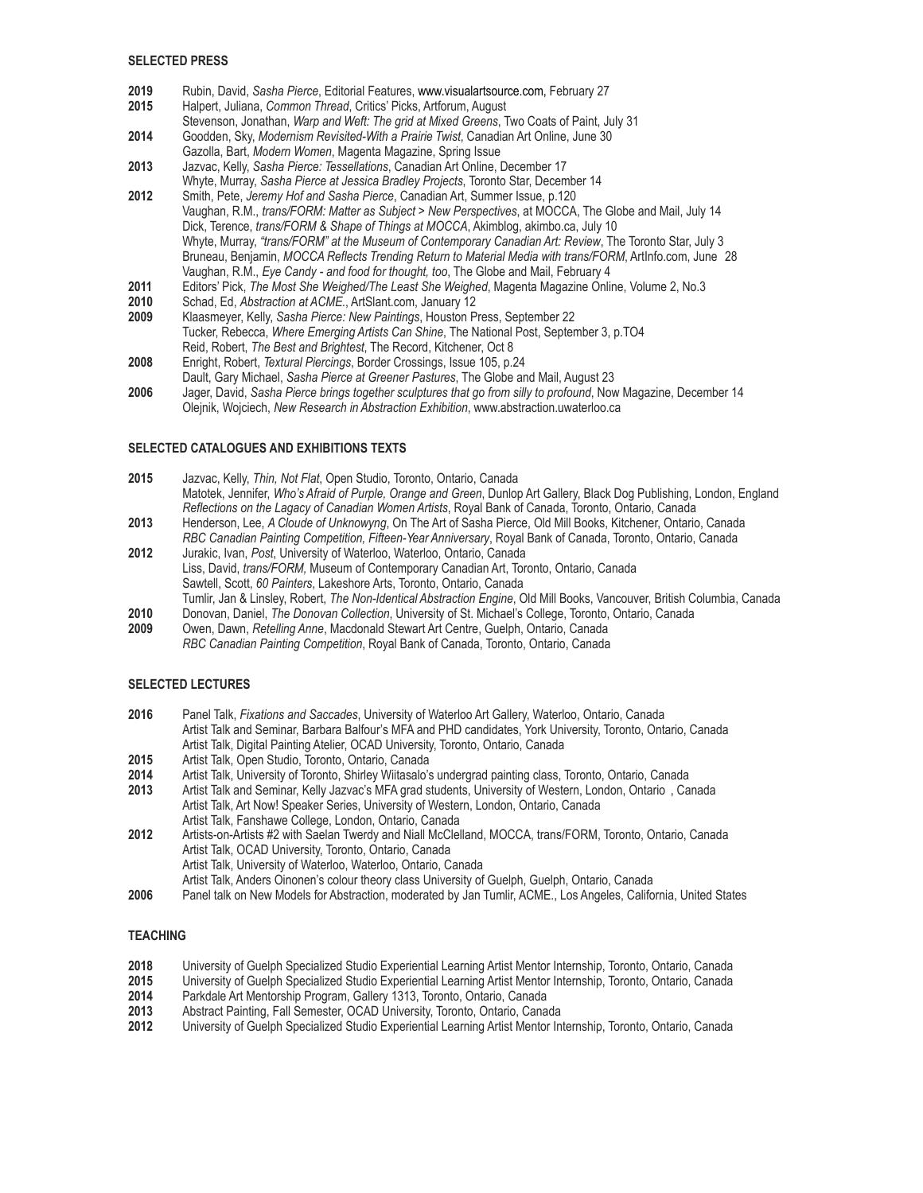## SELECTED PRESS

**2019** Rubin, David, *Sasha Pierce*, Editorial Features, www.visualartsource.com, February 27

**2015** Halpert, Juliana, *Common Thread*, Critics' Picks, Artforum, August
Stevenson, Jonathan, *Warp and Weft: The grid at Mixed Greens*, Two Coats of Paint, July 31

**2014** Goodden, Sky, *Modernism Revisited-With a Prairie Twist*, Canadian Art Online, June 30
Gazolla, Bart, *Modern Women*, Magenta Magazine, Spring Issue

**2013** Jazvac, Kelly, *Sasha Pierce: Tessellations*, Canadian Art Online, December 17
Whyte, Murray, *Sasha Pierce at Jessica Bradley Projects*, Toronto Star, December 14

**2012** Smith, Pete, *Jeremy Hof and Sasha Pierce*, Canadian Art, Summer Issue, p.120
Vaughan, R.M., *trans/FORM: Matter as Subject > New Perspectives*, at MOCCA, The Globe and Mail, July 14
Dick, Terence, *trans/FORM & Shape of Things at MOCCA*, Akimblog, akimbo.ca, July 10
Whyte, Murray, *"trans/FORM" at the Museum of Contemporary Canadian Art: Review*, The Toronto Star, July 3
Bruneau, Benjamin, *MOCCA Reflects Trending Return to Material Media with trans/FORM*, ArtInfo.com, June 28
Vaughan, R.M., *Eye Candy - and food for thought, too*, The Globe and Mail, February 4

**2011** Editors' Pick, *The Most She Weighed/The Least She Weighed*, Magenta Magazine Online, Volume 2, No.3

**2010** Schad, Ed, *Abstraction at ACME.*, ArtSlant.com, January 12

**2009** Klaasmeyer, Kelly, *Sasha Pierce: New Paintings*, Houston Press, September 22
Tucker, Rebecca, *Where Emerging Artists Can Shine*, The National Post, September 3, p.TO4
Reid, Robert, *The Best and Brightest*, The Record, Kitchener, Oct 8

**2008** Enright, Robert, *Textural Piercings*, Border Crossings, Issue 105, p.24
Dault, Gary Michael, *Sasha Pierce at Greener Pastures*, The Globe and Mail, August 23

**2006** Jager, David, *Sasha Pierce brings together sculptures that go from silly to profound*, Now Magazine, December 14
Olejnik, Wojciech, *New Research in Abstraction Exhibition*, www.abstraction.uwaterloo.ca

## SELECTED CATALOGUES AND EXHIBITIONS TEXTS

**2015** Jazvac, Kelly, *Thin, Not Flat*, Open Studio, Toronto, Ontario, Canada
Matotek, Jennifer, *Who's Afraid of Purple, Orange and Green*, Dunlop Art Gallery, Black Dog Publishing, London, England
*Reflections on the Legacy of Canadian Women Artists*, Royal Bank of Canada, Toronto, Ontario, Canada

**2013** Henderson, Lee, *A Cloude of Unknowyng*, On The Art of Sasha Pierce, Old Mill Books, Kitchener, Ontario, Canada
*RBC Canadian Painting Competition, Fifteen-Year Anniversary*, Royal Bank of Canada, Toronto, Ontario, Canada

**2012** Jurakic, Ivan, *Post*, University of Waterloo, Waterloo, Ontario, Canada
Liss, David, *trans/FORM,* Museum of Contemporary Canadian Art, Toronto, Ontario, Canada
Sawtell, Scott, *60 Painters*, Lakeshore Arts, Toronto, Ontario, Canada
Tumlir, Jan & Linsley, Robert, *The Non-Identical Abstraction Engine*, Old Mill Books, Vancouver, British Columbia, Canada

**2010** Donovan, Daniel, *The Donovan Collection*, University of St. Michael's College, Toronto, Ontario, Canada

**2009** Owen, Dawn, *Retelling Anne*, Macdonald Stewart Art Centre, Guelph, Ontario, Canada
*RBC Canadian Painting Competition*, Royal Bank of Canada, Toronto, Ontario, Canada

## SELECTED LECTURES

**2016** Panel Talk, *Fixations and Saccades*, University of Waterloo Art Gallery, Waterloo, Ontario, Canada
Artist Talk and Seminar, Barbara Balfour's MFA and PHD candidates, York University, Toronto, Ontario, Canada
Artist Talk, Digital Painting Atelier, OCAD University, Toronto, Ontario, Canada

**2015** Artist Talk, Open Studio, Toronto, Ontario, Canada

**2014** Artist Talk, University of Toronto, Shirley Wiitasalo's undergrad painting class, Toronto, Ontario, Canada

**2013** Artist Talk and Seminar, Kelly Jazvac's MFA grad students, University of Western, London, Ontario , Canada
Artist Talk, Art Now! Speaker Series, University of Western, London, Ontario, Canada
Artist Talk, Fanshawe College, London, Ontario, Canada

**2012** Artists-on-Artists #2 with Saelan Twerdy and Niall McClelland, MOCCA, trans/FORM, Toronto, Ontario, Canada
Artist Talk, OCAD University, Toronto, Ontario, Canada
Artist Talk, University of Waterloo, Waterloo, Ontario, Canada
Artist Talk, Anders Oinonen's colour theory class University of Guelph, Guelph, Ontario, Canada

**2006** Panel talk on New Models for Abstraction, moderated by Jan Tumlir, ACME., Los Angeles, California, United States

## TEACHING

**2018** University of Guelph Specialized Studio Experiential Learning Artist Mentor Internship, Toronto, Ontario, Canada

**2015** University of Guelph Specialized Studio Experiential Learning Artist Mentor Internship, Toronto, Ontario, Canada

**2014** Parkdale Art Mentorship Program, Gallery 1313, Toronto, Ontario, Canada

**2013** Abstract Painting, Fall Semester, OCAD University, Toronto, Ontario, Canada

**2012** University of Guelph Specialized Studio Experiential Learning Artist Mentor Internship, Toronto, Ontario, Canada